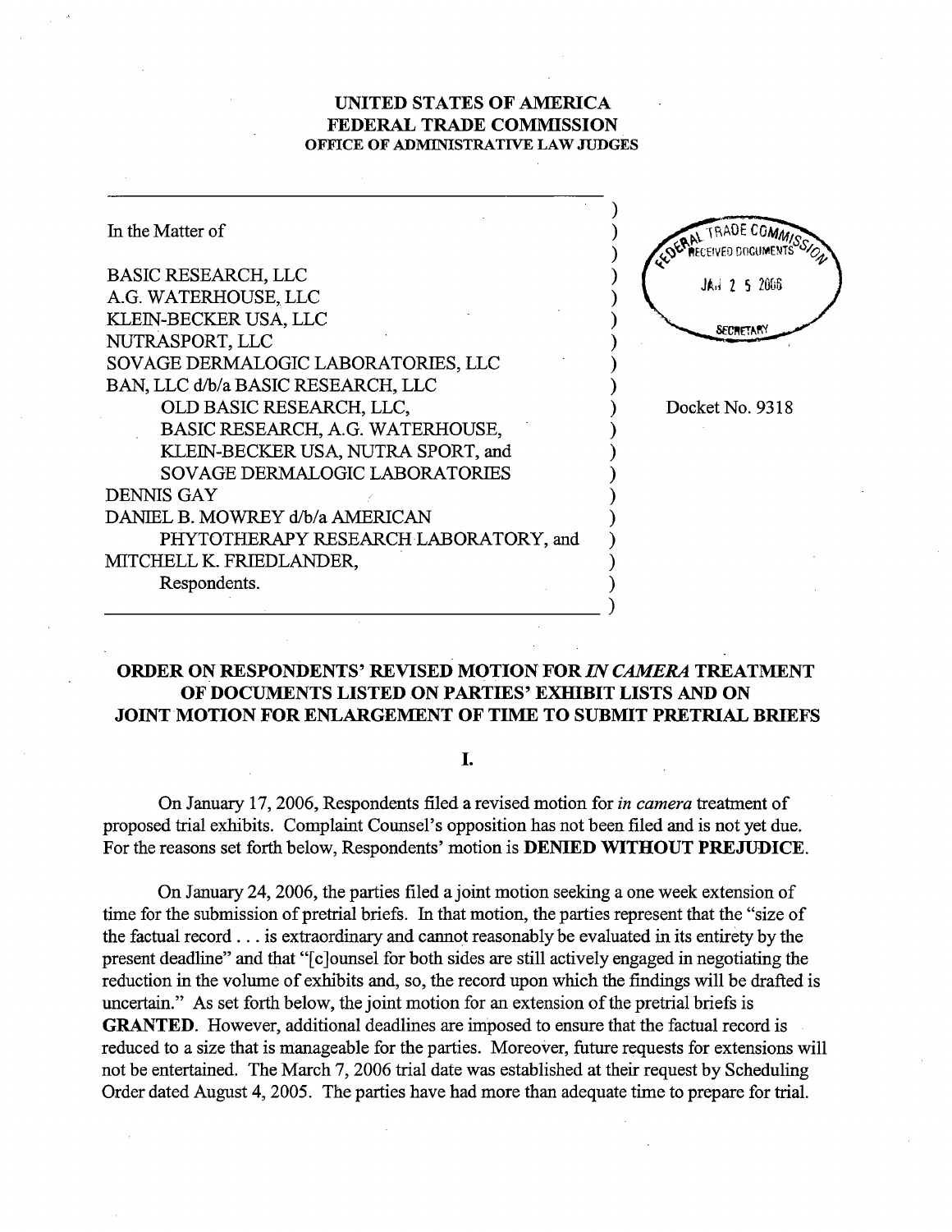# UNITED STATES OF AMERICA
# FEDERAL TRADE COMMISSION
## OFFICE OF ADMINISTRATIVE LAW JUDGES

FEDERAL TRADE COMMISSION RECEIVED DOCUMENTS JAN 25 2006 SECRETARY

In the Matter of

BASIC RESEARCH, LLC
A.G. WATERHOUSE, LLC
KLEIN-BECKER USA, LLC
NUTRASPORT, LLC
SOVAGE DERMALOGIC LABORATORIES, LLC
BAN, LLC d/b/a BASIC RESEARCH, LLC
OLD BASIC RESEARCH, LLC,
BASIC RESEARCH, A.G. WATERHOUSE,
KLEIN-BECKER USA, NUTRA SPORT, and
SOVAGE DERMALOGIC LABORATORIES
DENNIS GAY
DANIEL B. MOWREY d/b/a AMERICAN
PHYTOTHERAPY RESEARCH LABORATORY, and
MITCHELL K. FRIEDLANDER,
Respondents.

Docket No. 9318

## ORDER ON RESPONDENTS' REVISED MOTION FOR *IN CAMERA* TREATMENT OF DOCUMENTS LISTED ON PARTIES' EXHIBIT LISTS AND ON JOINT MOTION FOR ENLARGEMENT OF TIME TO SUBMIT PRETRIAL BRIEFS

### I.

On January 17, 2006, Respondents filed a revised motion for *in camera* treatment of proposed trial exhibits. Complaint Counsel's opposition has not been filed and is not yet due. For the reasons set forth below, Respondents' motion is **DENIED WITHOUT PREJUDICE**.

On January 24, 2006, the parties filed a joint motion seeking a one week extension of time for the submission of pretrial briefs. In that motion, the parties represent that the "size of the factual record . . . is extraordinary and cannot reasonably be evaluated in its entirety by the present deadline" and that "[c]ounsel for both sides are still actively engaged in negotiating the reduction in the volume of exhibits and, so, the record upon which the findings will be drafted is uncertain." As set forth below, the joint motion for an extension of the pretrial briefs is **GRANTED**. However, additional deadlines are imposed to ensure that the factual record is reduced to a size that is manageable for the parties. Moreover, future requests for extensions will not be entertained. The March 7, 2006 trial date was established at their request by Scheduling Order dated August 4, 2005. The parties have had more than adequate time to prepare for trial.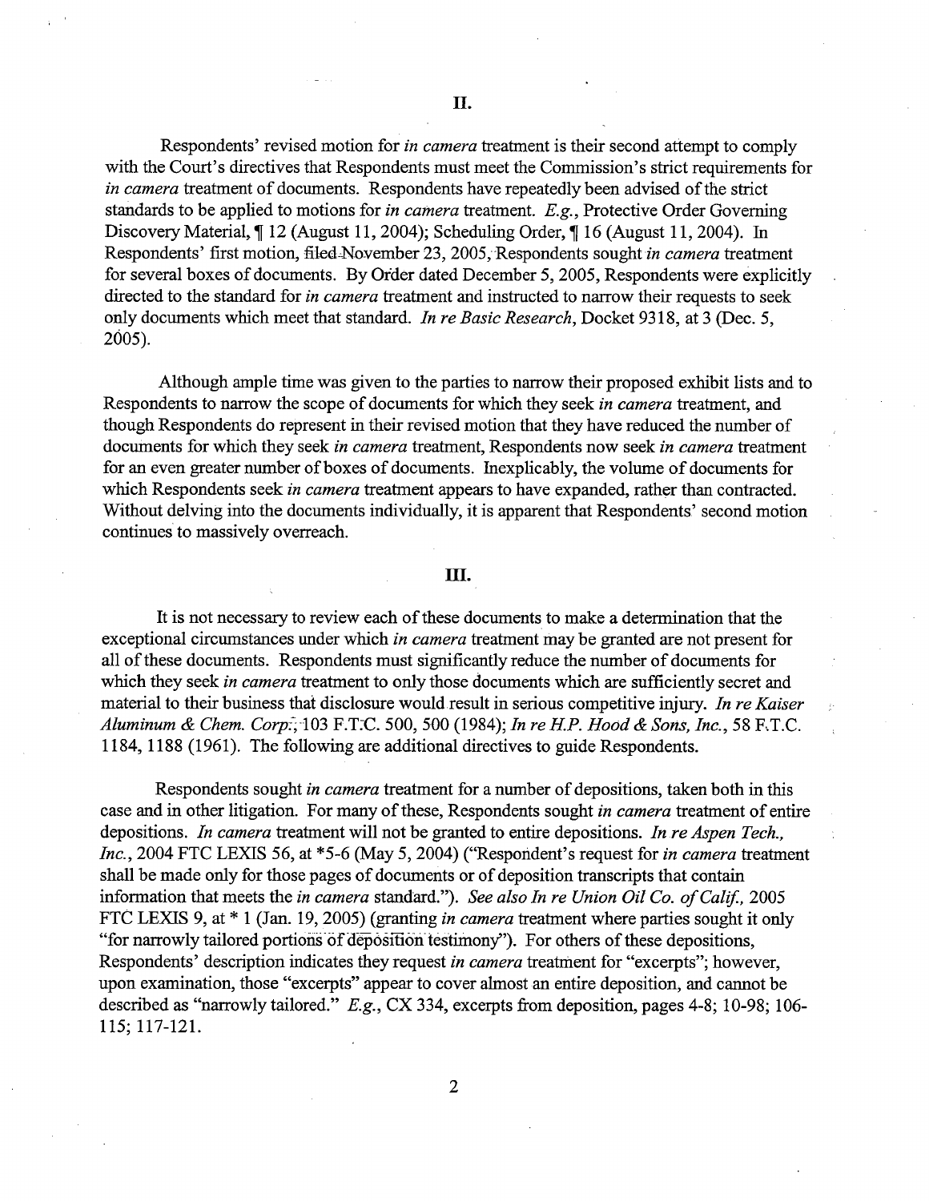## II.

Respondents' revised motion for *in camera* treatment is their second attempt to comply with the Court's directives that Respondents must meet the Commission's strict requirements for *in camera* treatment of documents. Respondents have repeatedly been advised of the strict standards to be applied to motions for *in camera* treatment. *E.g.*, Protective Order Governing Discovery Material, ¶ 12 (August 11, 2004); Scheduling Order, ¶ 16 (August 11, 2004). In Respondents' first motion, filed November 23, 2005, Respondents sought *in camera* treatment for several boxes of documents. By Order dated December 5, 2005, Respondents were explicitly directed to the standard for *in camera* treatment and instructed to narrow their requests to seek only documents which meet that standard. *In re Basic Research*, Docket 9318, at 3 (Dec. 5, 2005).

Although ample time was given to the parties to narrow their proposed exhibit lists and to Respondents to narrow the scope of documents for which they seek *in camera* treatment, and though Respondents do represent in their revised motion that they have reduced the number of documents for which they seek *in camera* treatment, Respondents now seek *in camera* treatment for an even greater number of boxes of documents. Inexplicably, the volume of documents for which Respondents seek *in camera* treatment appears to have expanded, rather than contracted. Without delving into the documents individually, it is apparent that Respondents' second motion continues to massively overreach.

## III.

It is not necessary to review each of these documents to make a determination that the exceptional circumstances under which *in camera* treatment may be granted are not present for all of these documents. Respondents must significantly reduce the number of documents for which they seek *in camera* treatment to only those documents which are sufficiently secret and material to their business that disclosure would result in serious competitive injury. *In re Kaiser Aluminum & Chem. Corp.*, 103 F.T.C. 500, 500 (1984); *In re H.P. Hood & Sons, Inc.*, 58 F.T.C. 1184, 1188 (1961). The following are additional directives to guide Respondents.

Respondents sought *in camera* treatment for a number of depositions, taken both in this case and in other litigation. For many of these, Respondents sought *in camera* treatment of entire depositions. *In camera* treatment will not be granted to entire depositions. *In re Aspen Tech., Inc.*, 2004 FTC LEXIS 56, at *5-6 (May 5, 2004) ("Respondent's request for *in camera* treatment shall be made only for those pages of documents or of deposition transcripts that contain information that meets the *in camera* standard."). *See also In re Union Oil Co. of Calif.*, 2005 FTC LEXIS 9, at * 1 (Jan. 19, 2005) (granting *in camera* treatment where parties sought it only "for narrowly tailored portions of deposition testimony"). For others of these depositions, Respondents' description indicates they request *in camera* treatment for "excerpts"; however, upon examination, those "excerpts" appear to cover almost an entire deposition, and cannot be described as "narrowly tailored." *E.g.*, CX 334, excerpts from deposition, pages 4-8; 10-98; 106-115; 117-121.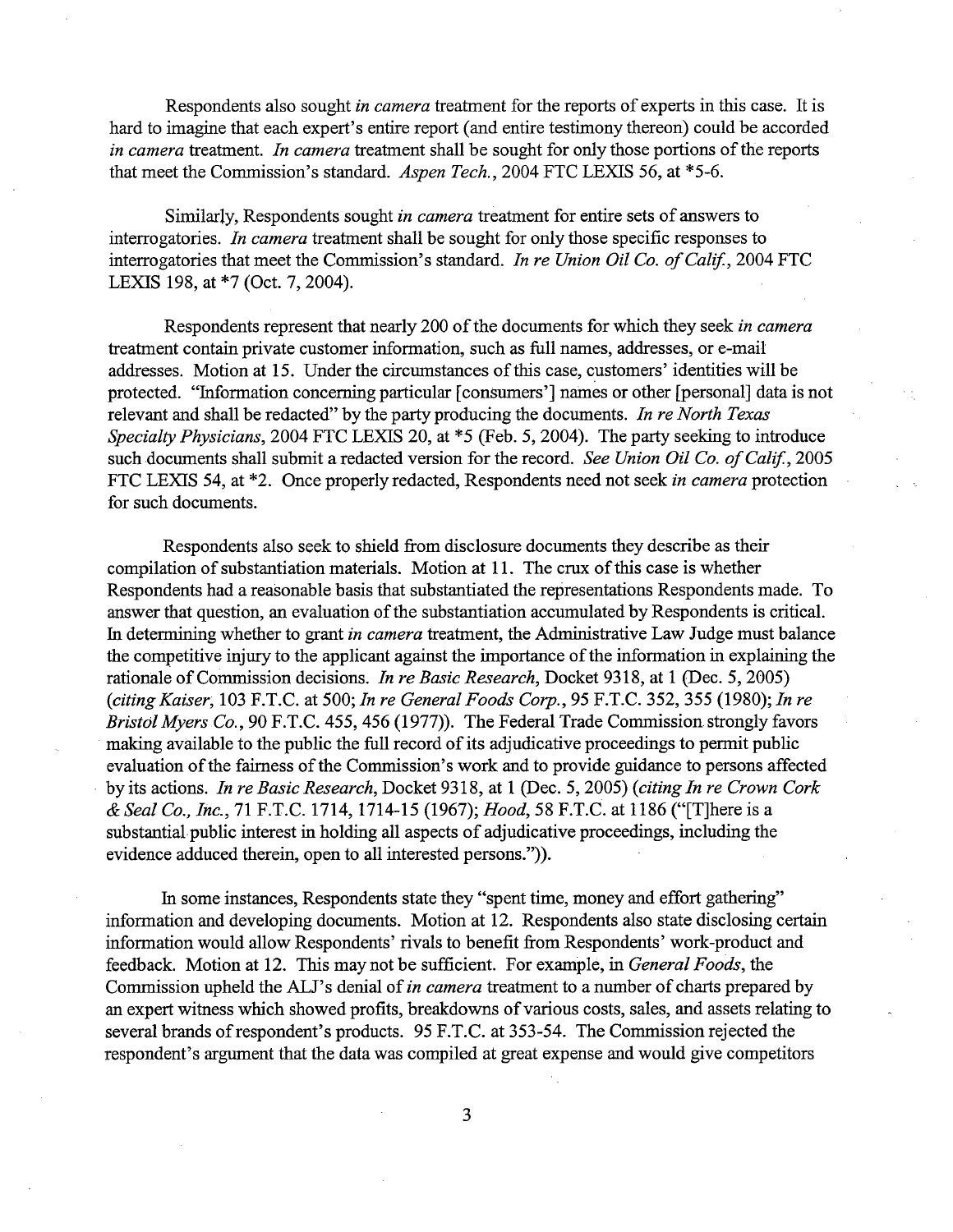Respondents also sought *in camera* treatment for the reports of experts in this case. It is hard to imagine that each expert's entire report (and entire testimony thereon) could be accorded *in camera* treatment. *In camera* treatment shall be sought for only those portions of the reports that meet the Commission's standard. *Aspen Tech.*, 2004 FTC LEXIS 56, at *5-6.

Similarly, Respondents sought *in camera* treatment for entire sets of answers to interrogatories. *In camera* treatment shall be sought for only those specific responses to interrogatories that meet the Commission's standard. *In re Union Oil Co. of Calif.*, 2004 FTC LEXIS 198, at *7 (Oct. 7, 2004).

Respondents represent that nearly 200 of the documents for which they seek *in camera* treatment contain private customer information, such as full names, addresses, or e-mail addresses. Motion at 15. Under the circumstances of this case, customers' identities will be protected. "Information concerning particular [consumers'] names or other [personal] data is not relevant and shall be redacted" by the party producing the documents. *In re North Texas Specialty Physicians*, 2004 FTC LEXIS 20, at *5 (Feb. 5, 2004). The party seeking to introduce such documents shall submit a redacted version for the record. *See Union Oil Co. of Calif.*, 2005 FTC LEXIS 54, at *2. Once properly redacted, Respondents need not seek *in camera* protection for such documents.

Respondents also seek to shield from disclosure documents they describe as their compilation of substantiation materials. Motion at 11. The crux of this case is whether Respondents had a reasonable basis that substantiated the representations Respondents made. To answer that question, an evaluation of the substantiation accumulated by Respondents is critical. In determining whether to grant *in camera* treatment, the Administrative Law Judge must balance the competitive injury to the applicant against the importance of the information in explaining the rationale of Commission decisions. *In re Basic Research*, Docket 9318, at 1 (Dec. 5, 2005) (*citing Kaiser*, 103 F.T.C. at 500; *In re General Foods Corp.*, 95 F.T.C. 352, 355 (1980); *In re Bristol Myers Co.*, 90 F.T.C. 455, 456 (1977)). The Federal Trade Commission strongly favors making available to the public the full record of its adjudicative proceedings to permit public evaluation of the fairness of the Commission's work and to provide guidance to persons affected by its actions. *In re Basic Research*, Docket 9318, at 1 (Dec. 5, 2005) (*citing In re Crown Cork & Seal Co., Inc.*, 71 F.T.C. 1714, 1714-15 (1967); *Hood*, 58 F.T.C. at 1186 ("[T]here is a substantial public interest in holding all aspects of adjudicative proceedings, including the evidence adduced therein, open to all interested persons.")).

In some instances, Respondents state they "spent time, money and effort gathering" information and developing documents. Motion at 12. Respondents also state disclosing certain information would allow Respondents' rivals to benefit from Respondents' work-product and feedback. Motion at 12. This may not be sufficient. For example, in *General Foods*, the Commission upheld the ALJ's denial of *in camera* treatment to a number of charts prepared by an expert witness which showed profits, breakdowns of various costs, sales, and assets relating to several brands of respondent's products. 95 F.T.C. at 353-54. The Commission rejected the respondent's argument that the data was compiled at great expense and would give competitors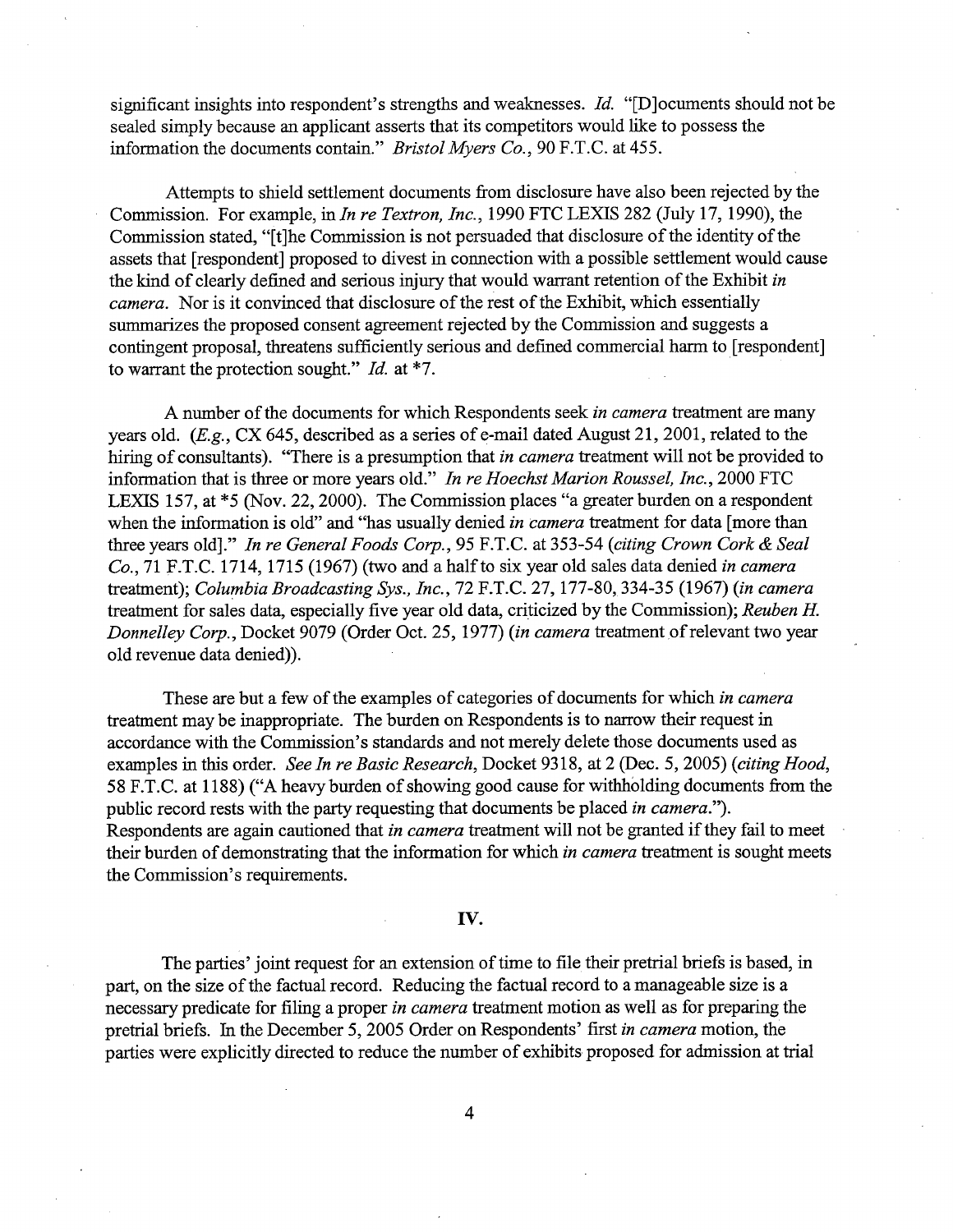significant insights into respondent's strengths and weaknesses. *Id.* "[D]ocuments should not be sealed simply because an applicant asserts that its competitors would like to possess the information the documents contain." *Bristol Myers Co.*, 90 F.T.C. at 455.

Attempts to shield settlement documents from disclosure have also been rejected by the Commission. For example, in *In re Textron, Inc.*, 1990 FTC LEXIS 282 (July 17, 1990), the Commission stated, "[t]he Commission is not persuaded that disclosure of the identity of the assets that [respondent] proposed to divest in connection with a possible settlement would cause the kind of clearly defined and serious injury that would warrant retention of the Exhibit *in camera*. Nor is it convinced that disclosure of the rest of the Exhibit, which essentially summarizes the proposed consent agreement rejected by the Commission and suggests a contingent proposal, threatens sufficiently serious and defined commercial harm to [respondent] to warrant the protection sought." *Id.* at *7.

A number of the documents for which Respondents seek *in camera* treatment are many years old. (*E.g.*, CX 645, described as a series of e-mail dated August 21, 2001, related to the hiring of consultants). "There is a presumption that *in camera* treatment will not be provided to information that is three or more years old." *In re Hoechst Marion Roussel, Inc.*, 2000 FTC LEXIS 157, at *5 (Nov. 22, 2000). The Commission places "a greater burden on a respondent when the information is old" and "has usually denied *in camera* treatment for data [more than three years old]." *In re General Foods Corp.*, 95 F.T.C. at 353-54 (*citing Crown Cork & Seal Co.*, 71 F.T.C. 1714, 1715 (1967) (two and a half to six year old sales data denied *in camera* treatment); *Columbia Broadcasting Sys., Inc.*, 72 F.T.C. 27, 177-80, 334-35 (1967) (*in camera* treatment for sales data, especially five year old data, criticized by the Commission); *Reuben H. Donnelley Corp.*, Docket 9079 (Order Oct. 25, 1977) (*in camera* treatment of relevant two year old revenue data denied)).

These are but a few of the examples of categories of documents for which *in camera* treatment may be inappropriate. The burden on Respondents is to narrow their request in accordance with the Commission's standards and not merely delete those documents used as examples in this order. *See In re Basic Research*, Docket 9318, at 2 (Dec. 5, 2005) (*citing Hood*, 58 F.T.C. at 1188) ("A heavy burden of showing good cause for withholding documents from the public record rests with the party requesting that documents be placed *in camera*."). Respondents are again cautioned that *in camera* treatment will not be granted if they fail to meet their burden of demonstrating that the information for which *in camera* treatment is sought meets the Commission's requirements.

## IV.

The parties' joint request for an extension of time to file their pretrial briefs is based, in part, on the size of the factual record. Reducing the factual record to a manageable size is a necessary predicate for filing a proper *in camera* treatment motion as well as for preparing the pretrial briefs. In the December 5, 2005 Order on Respondents' first *in camera* motion, the parties were explicitly directed to reduce the number of exhibits proposed for admission at trial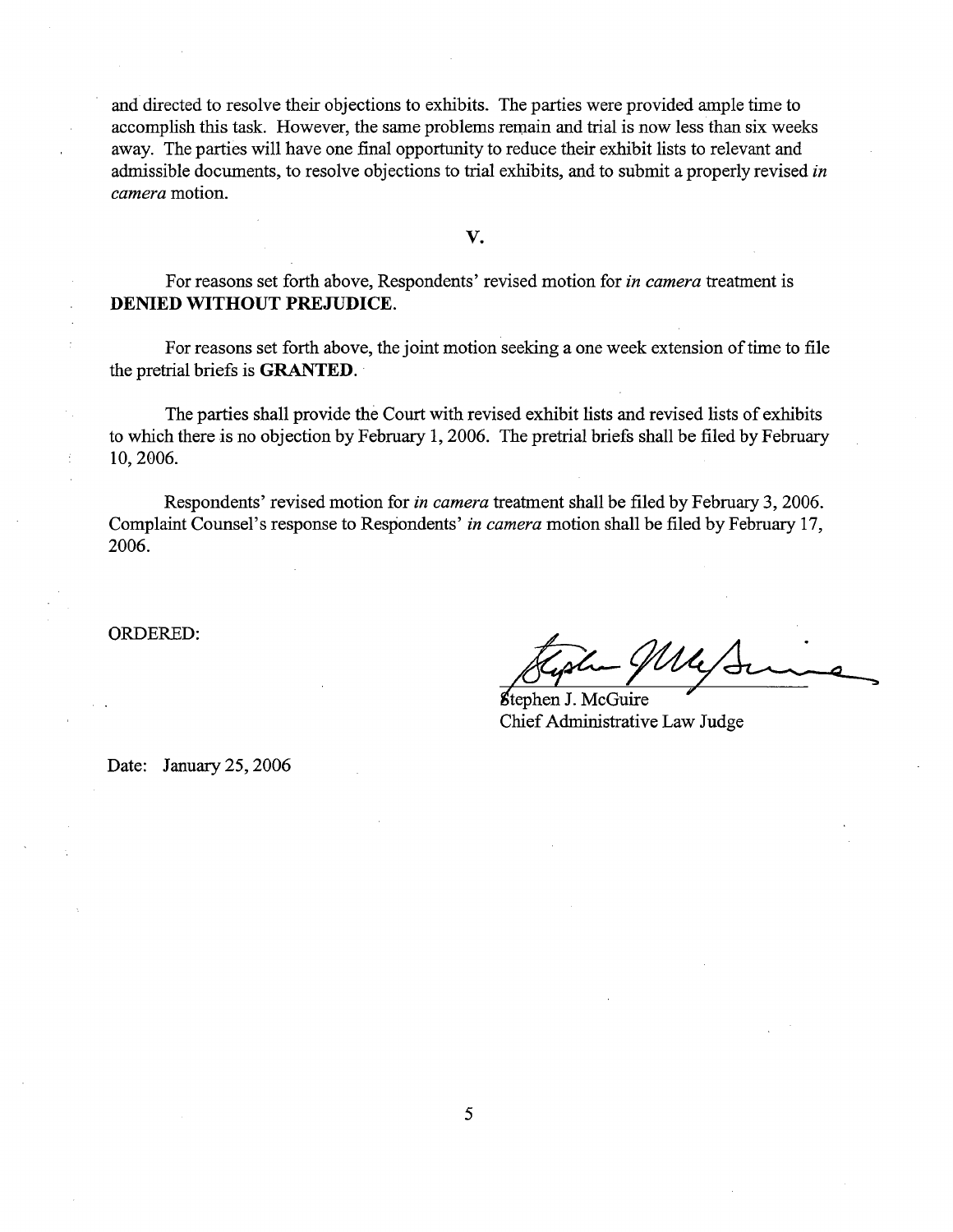and directed to resolve their objections to exhibits. The parties were provided ample time to accomplish this task. However, the same problems remain and trial is now less than six weeks away. The parties will have one final opportunity to reduce their exhibit lists to relevant and admissible documents, to resolve objections to trial exhibits, and to submit a properly revised *in camera* motion.

## V.

For reasons set forth above, Respondents' revised motion for *in camera* treatment is **DENIED WITHOUT PREJUDICE.**

For reasons set forth above, the joint motion seeking a one week extension of time to file the pretrial briefs is **GRANTED.**

The parties shall provide the Court with revised exhibit lists and revised lists of exhibits to which there is no objection by February 1, 2006. The pretrial briefs shall be filed by February 10, 2006.

Respondents' revised motion for *in camera* treatment shall be filed by February 3, 2006. Complaint Counsel's response to Respondents' *in camera* motion shall be filed by February 17, 2006.

ORDERED:

Stephen J. McGuire
Chief Administrative Law Judge

Date: January 25, 2006